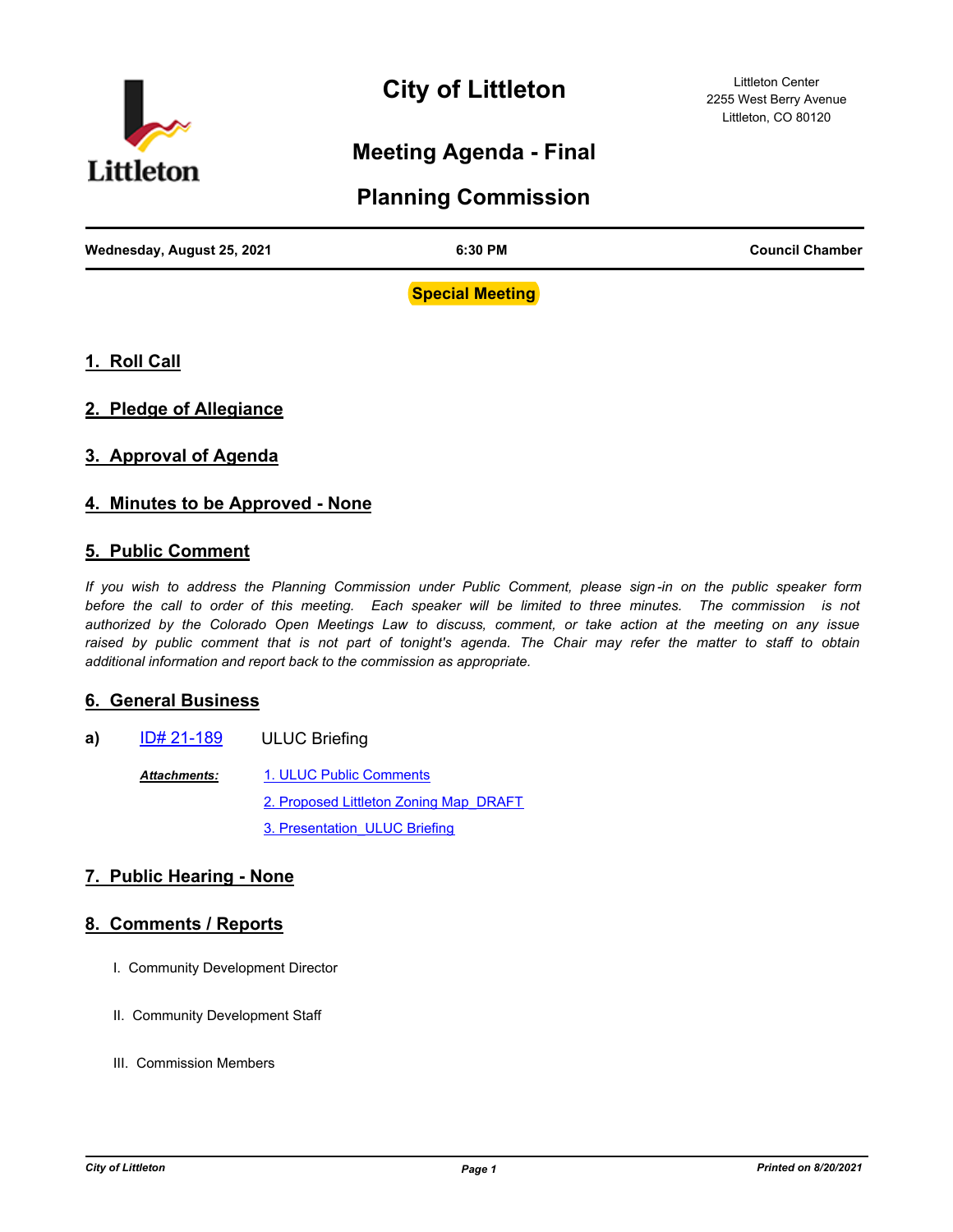# City of Littleton

Littleton Center
2255 West Berry Avenue
Littleton, CO 80120

## Meeting Agenda - Final

## Planning Commission

**Wednesday, August 25, 2021** | **6:30 PM** | **Council Chamber**

**Special Meeting**

## 1. Roll Call

## 2. Pledge of Allegiance

## 3. Approval of Agenda

## 4. Minutes to be Approved - None

## 5. Public Comment

*If you wish to address the Planning Commission under Public Comment, please sign-in on the public speaker form before the call to order of this meeting. Each speaker will be limited to three minutes. The commission is not authorized by the Colorado Open Meetings Law to discuss, comment, or take action at the meeting on any issue raised by public comment that is not part of tonight's agenda. The Chair may refer the matter to staff to obtain additional information and report back to the commission as appropriate.*

## 6. General Business

**a)** ID# 21-189 ULUC Briefing

***Attachments:***
1. ULUC Public Comments
2. Proposed Littleton Zoning Map_DRAFT
3. Presentation_ULUC Briefing

## 7. Public Hearing - None

## 8. Comments / Reports

I. Community Development Director

II. Community Development Staff

III. Commission Members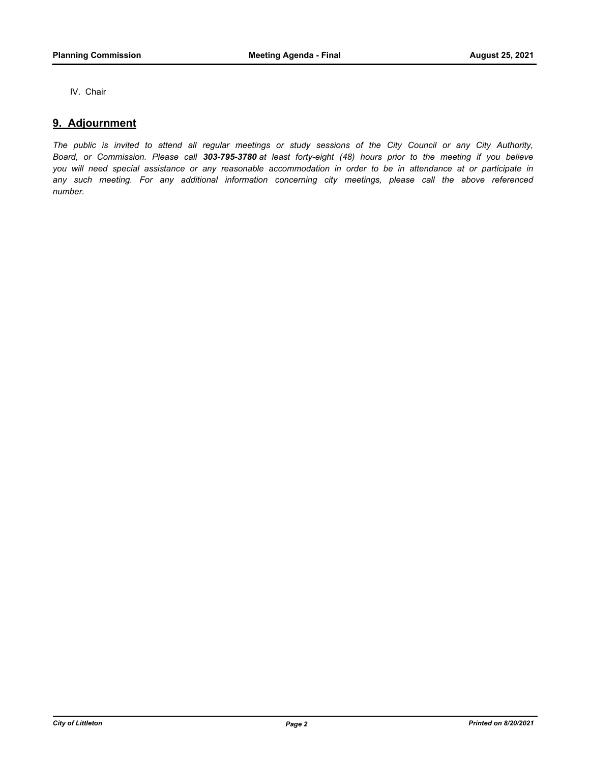IV. Chair

## 9. Adjournment

*The public is invited to attend all regular meetings or study sessions of the City Council or any City Authority, Board, or Commission. Please call* ***303-795-3780*** *at least forty-eight (48) hours prior to the meeting if you believe you will need special assistance or any reasonable accommodation in order to be in attendance at or participate in any such meeting. For any additional information concerning city meetings, please call the above referenced number.*